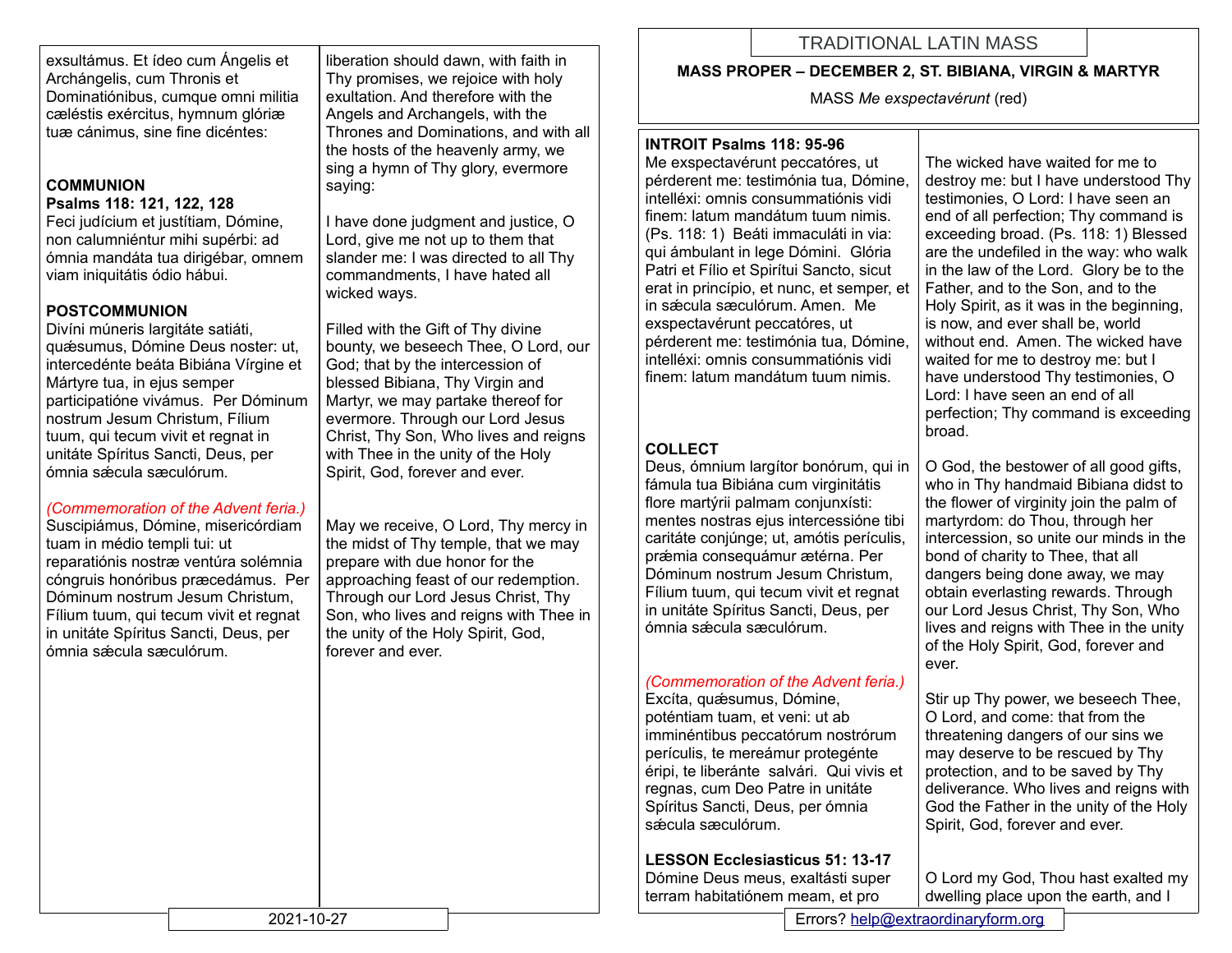# TRADITIONAL LATIN MASS

**MASS PROPER – DECEMBER 2, ST. BIBIANA, VIRGIN & MARTYR**

MASS *Me exspectavérunt* (red)

**INTROIT Psalms 118: 95-96**

Me exspectavérunt peccatóres, ut pérderent me: testimónia tua, Dómine, intelléxi: omnis consummatiónis vidi finem: latum mandátum tuum nimis. (Ps. 118: 1) Beáti immaculáti in via: qui ámbulant in lege Dómini. Glória Patri et Fílio et Spirítui Sancto, sicut erat in princípio, et nunc, et semper, et in sǽcula sæculórum. Amen. Me exspectavérunt peccatóres, ut pérderent me: testimónia tua, Dómine, intelléxi: omnis consummatiónis vidi finem: latum mandátum tuum nimis.

The wicked have waited for me to destroy me: but I have understood Thy testimonies, O Lord: I have seen an end of all perfection; Thy command is exceeding broad. (Ps. 118: 1) Blessed are the undefiled in the way: who walk in the law of the Lord. Glory be to the Father, and to the Son, and to the Holy Spirit, as it was in the beginning, is now, and ever shall be, world without end. Amen. The wicked have waited for me to destroy me: but I have understood Thy testimonies, O Lord: I have seen an end of all perfection; Thy command is exceeding broad.

**COLLECT**

Deus, ómnium largítor bonórum, qui in fámula tua Bibiána cum virginitátis flore martýrii palmam conjunxísti: mentes nostras ejus intercessióne tibi caritáte conjúnge; ut, amótis perículis, prǽmia consequámur ætérna. Per Dóminum nostrum Jesum Christum, Fílium tuum, qui tecum vivit et regnat in unitáte Spíritus Sancti, Deus, per ómnia sǽcula sæculórum.

O God, the bestower of all good gifts, who in Thy handmaid Bibiana didst to the flower of virginity join the palm of martyrdom: do Thou, through her intercession, so unite our minds in the bond of charity to Thee, that all dangers being done away, we may obtain everlasting rewards. Through our Lord Jesus Christ, Thy Son, Who lives and reigns with Thee in the unity of the Holy Spirit, God, forever and ever.

*(Commemoration of the Advent feria.)*

Excíta, quǽsumus, Dómine, poténtiam tuam, et veni: ut ab imminéntibus peccatórum nostrórum perículis, te mereámur protegénte éripi, te liberánte salvári. Qui vivis et regnas, cum Deo Patre in unitáte Spíritus Sancti, Deus, per ómnia sǽcula sæculórum.

Stir up Thy power, we beseech Thee, O Lord, and come: that from the threatening dangers of our sins we may deserve to be rescued by Thy protection, and to be saved by Thy deliverance. Who lives and reigns with God the Father in the unity of the Holy Spirit, God, forever and ever.

**LESSON Ecclesiasticus 51: 13-17**

Dómine Deus meus, exaltásti super terram habitatiónem meam, et pro

O Lord my God, Thou hast exalted my dwelling place upon the earth, and I

---

exsultámus. Et ídeo cum Ángelis et Archángelis, cum Thronis et Dominatiónibus, cumque omni milítia cæléstis exércitus, hymnum glóriæ tuæ cánimus, sine fine dicéntes:

liberation should dawn, with faith in Thy promises, we rejoice with holy exultation. And therefore with the Angels and Archangels, with the Thrones and Dominations, and with all the hosts of the heavenly army, we sing a hymn of Thy glory, evermore saying:

**COMMUNION**
**Psalms 118: 121, 122, 128**

Feci judícium et justítiam, Dómine, non calumniéntur mihi supérbi: ad ómnia mandáta tua dirigébar, omnem viam iniquitátis ódio hábui.

I have done judgment and justice, O Lord, give me not up to them that slander me: I was directed to all Thy commandments, I have hated all wicked ways.

**POSTCOMMUNION**

Divíni múneris largitáte satiáti, quǽsumus, Dómine Deus noster: ut, intercedénte beáta Bibiána Vírgine et Mártyre tua, in ejus semper participatióne vivámus. Per Dóminum nostrum Jesum Christum, Fílium tuum, qui tecum vivit et regnat in unitáte Spíritus Sancti, Deus, per ómnia sǽcula sæculórum.

Filled with the Gift of Thy divine bounty, we beseech Thee, O Lord, our God; that by the intercession of blessed Bibiana, Thy Virgin and Martyr, we may partake thereof for evermore. Through our Lord Jesus Christ, Thy Son, Who lives and reigns with Thee in the unity of the Holy Spirit, God, forever and ever.

*(Commemoration of the Advent feria.)*

Suscipiámus, Dómine, misericórdiam tuam in médio templi tui: ut reparatiónis nostræ ventúra solémnia cóngruis honóribus præcedámus. Per Dóminum nostrum Jesum Christum, Fílium tuum, qui tecum vivit et regnat in unitáte Spíritus Sancti, Deus, per ómnia sǽcula sæculórum.

May we receive, O Lord, Thy mercy in the midst of Thy temple, that we may prepare with due honor for the approaching feast of our redemption. Through our Lord Jesus Christ, Thy Son, who lives and reigns with Thee in the unity of the Holy Spirit, God, forever and ever.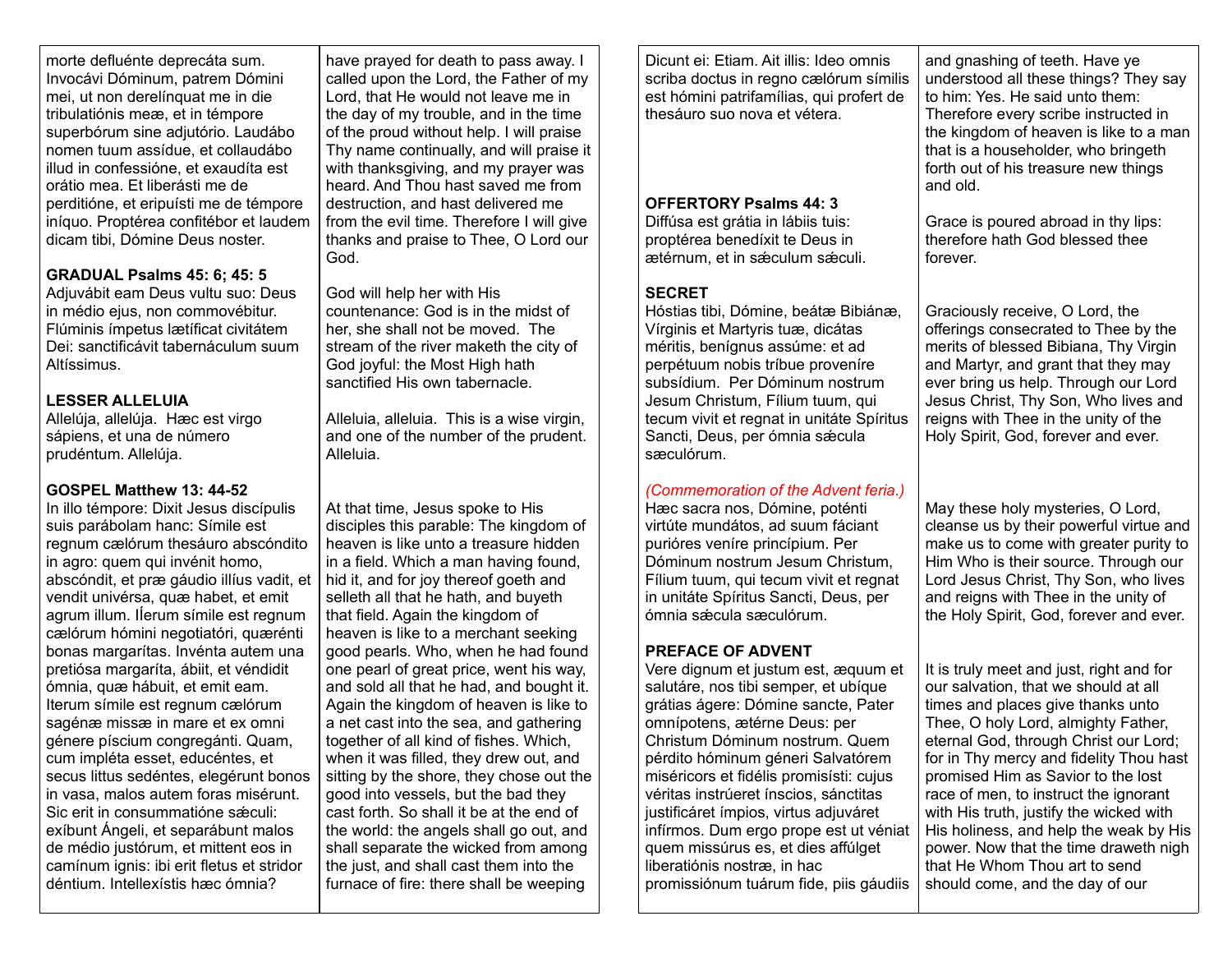morte defluénte deprecáta sum. Invocávi Dóminum, patrem Dómini mei, ut non derelínquat me in die tribulatiónis meæ, et in témpore superbórum sine adjutório. Laudábo nomen tuum assídue, et collaudábo illud in confessióne, et exaudíta est orátio mea. Et liberásti me de perditióne, et eripuísti me de témpore iníquo. Proptérea confitébor et laudem dicam tibi, Dómine Deus noster.

have prayed for death to pass away. I called upon the Lord, the Father of my Lord, that He would not leave me in the day of my trouble, and in the time of the proud without help. I will praise Thy name continually, and will praise it with thanksgiving, and my prayer was heard. And Thou hast saved me from destruction, and hast delivered me from the evil time. Therefore I will give thanks and praise to Thee, O Lord our God.

**GRADUAL Psalms 45: 6; 45: 5**

Adjuvábit eam Deus vultu suo: Deus in médio ejus, non commovébitur. Flúminis ímpetus lætíficat civitátem Dei: sanctificávit tabernáculum suum Altíssimus.

God will help her with His countenance: God is in the midst of her, she shall not be moved. The stream of the river maketh the city of God joyful: the Most High hath sanctified His own tabernacle.

**LESSER ALLELUIA**

Allelúja, allelúja. Hæc est virgo sápiens, et una de número prudéntum. Allelúja.

Alleluia, alleluia. This is a wise virgin, and one of the number of the prudent. Alleluia.

**GOSPEL Matthew 13: 44-52**

In illo témpore: Dixit Jesus discípulis suis parábolam hanc: Símile est regnum cælórum thesáuro abscóndito in agro: quem qui invénit homo, abscóndit, et præ gáudio illíus vadit, et vendit univérsa, quæ habet, et emit agrum illum. Iꞌerum símile est regnum cælórum hómini negotiatóri, quæréntì bonas margarítas. Invénta autem una pretiósa margaríta, ábiit, et véndidit ómnia, quæ hábuit, et emit eam. Iterum símile est regnum cælórum sagénæ missæ in mare et ex omni génere píscium congregánti. Quam, cum impléta esset, educéntes, et secus littus sedéntes, elegérunt bonos in vasa, malos autem foras misérunt. Sic erit in consummatióne sǽculi: exíbunt Ángeli, et separábunt malos de médio justórum, et mittent eos in camínum ignis: ibi erit fletus et stridor déntium. Intellexístis hæc ómnia? Dicunt ei: Etiam. Ait illis: Ideo omnis scriba doctus in regno cælórum símilis est hómini patrifamílias, qui profert de thesáuro suo nova et vétera.

At that time, Jesus spoke to His disciples this parable: The kingdom of heaven is like unto a treasure hidden in a field. Which a man having found, hid it, and for joy thereof goeth and selleth all that he hath, and buyeth that field. Again the kingdom of heaven is like to a merchant seeking good pearls. Who, when he had found one pearl of great price, went his way, and sold all that he had, and bought it. Again the kingdom of heaven is like to a net cast into the sea, and gathering together of all kind of fishes. Which, when it was filled, they drew out, and sitting by the shore, they chose out the good into vessels, but the bad they cast forth. So shall it be at the end of the world: the angels shall go out, and shall separate the wicked from among the just, and shall cast them into the furnace of fire: there shall be weeping and gnashing of teeth. Have ye understood all these things? They say to him: Yes. He said unto them: Therefore every scribe instructed in the kingdom of heaven is like to a man that is a householder, who bringeth forth out of his treasure new things and old.

**OFFERTORY Psalms 44: 3**

Diffúsa est grátia in lábiis tuis: proptérea benedíxit te Deus in ætérnum, et in sǽculum sǽculi.

Grace is poured abroad in thy lips: therefore hath God blessed thee forever.

**SECRET**

Hóstias tibi, Dómine, beátæ Bibiánæ, Vírginis et Mártyris tuæ, dicátas méritis, benígnus assúme: et ad perpétuum nobis tríbue proveníre subsídium. Per Dóminum nostrum Jesum Christum, Fílium tuum, qui tecum vivit et regnat in unitáte Spíritus Sancti, Deus, per ómnia sǽcula sæculórum.

Graciously receive, O Lord, the offerings consecrated to Thee by the merits of blessed Bibiana, Thy Virgin and Martyr, and grant that they may ever bring us help. Through our Lord Jesus Christ, Thy Son, Who lives and reigns with Thee in the unity of the Holy Spirit, God, forever and ever.

*(Commemoration of the Advent feria.)*

Hæc sacra nos, Dómine, poténti virtúte mundátos, ad suum fáciant purióres veníre princípium. Per Dóminum nostrum Jesum Christum, Fílium tuum, qui tecum vivit et regnat in unitáte Spíritus Sancti, Deus, per ómnia sǽcula sæculórum.

May these holy mysteries, O Lord, cleanse us by their powerful virtue and make us to come with greater purity to Him Who is their source. Through our Lord Jesus Christ, Thy Son, who lives and reigns with Thee in the unity of the Holy Spirit, God, forever and ever.

**PREFACE OF ADVENT**

Vere dignum et justum est, æquum et salutáre, nos tibi semper, et ubíque grátias ágere: Dómine sancte, Pater omnípotens, ætérne Deus: per Christum Dóminum nostrum. Quem pérdito hóminum géneri Salvatórem misércors et fidélis promisísti: cujus véritas instrúeret ínscios, sánctitas justificáret ímpios, virtus adjuváret infírmos. Dum ergo prope est ut véniat quem missúrus es, et dies affúlget liberatiónis nostræ, in hac promissiónum tuárum fide, piis gáudiis

It is truly meet and just, right and for our salvation, that we should at all times and places give thanks unto Thee, O holy Lord, almighty Father, eternal God, through Christ our Lord; for in Thy mercy and fidelity Thou hast promised Him as Savior to the lost race of men, to instruct the ignorant with His truth, justify the wicked with His holiness, and help the weak by His power. Now that the time draweth nigh that He Whom Thou art to send should come, and the day of our